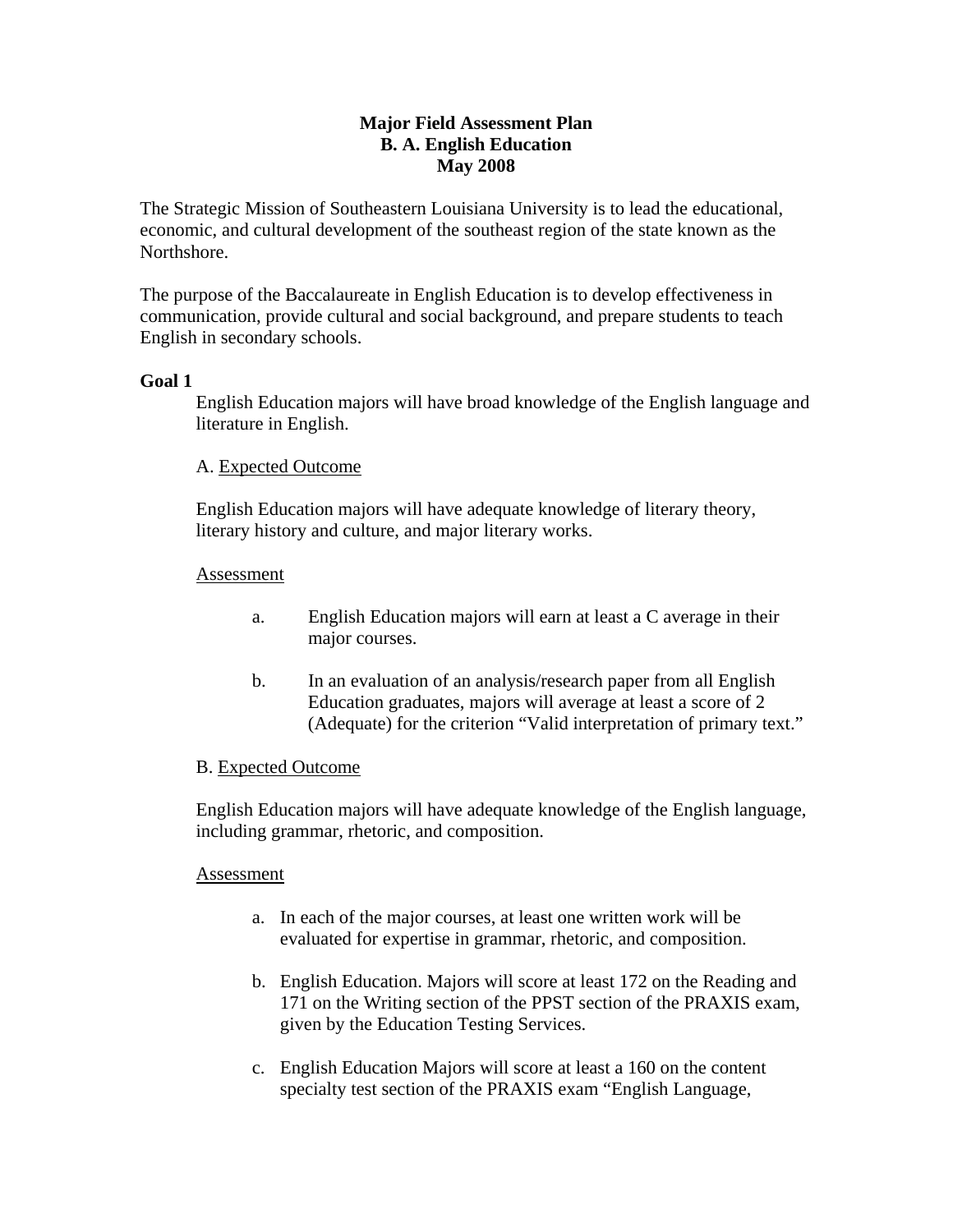# Major Field Assessment Plan
## B. A. English Education
## May 2008

The Strategic Mission of Southeastern Louisiana University is to lead the educational, economic, and cultural development of the southeast region of the state known as the Northshore.

The purpose of the Baccalaureate in English Education is to develop effectiveness in communication, provide cultural and social background, and prepare students to teach English in secondary schools.

**Goal 1**

English Education majors will have broad knowledge of the English language and literature in English.

A. Expected Outcome

English Education majors will have adequate knowledge of literary theory, literary history and culture, and major literary works.

Assessment

a. English Education majors will earn at least a C average in their major courses.

b. In an evaluation of an analysis/research paper from all English Education graduates, majors will average at least a score of 2 (Adequate) for the criterion "Valid interpretation of primary text."

B. Expected Outcome

English Education majors will have adequate knowledge of the English language, including grammar, rhetoric, and composition.

Assessment

a. In each of the major courses, at least one written work will be evaluated for expertise in grammar, rhetoric, and composition.

b. English Education. Majors will score at least 172 on the Reading and 171 on the Writing section of the PPST section of the PRAXIS exam, given by the Education Testing Services.

c. English Education Majors will score at least a 160 on the content specialty test section of the PRAXIS exam "English Language,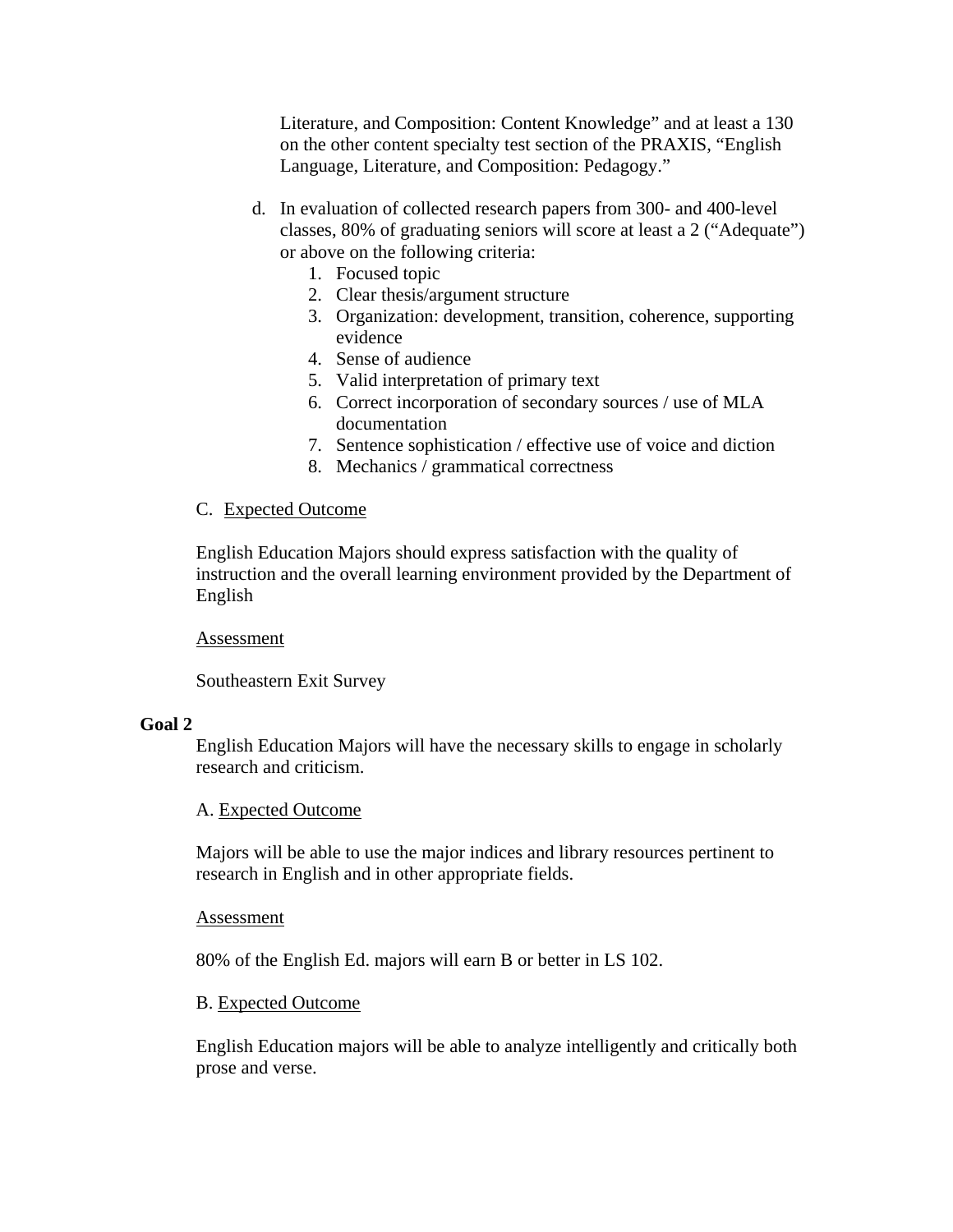Literature, and Composition: Content Knowledge" and at least a 130 on the other content specialty test section of the PRAXIS, "English Language, Literature, and Composition: Pedagogy."

d. In evaluation of collected research papers from 300- and 400-level classes, 80% of graduating seniors will score at least a 2 ("Adequate") or above on the following criteria:
   1. Focused topic
   2. Clear thesis/argument structure
   3. Organization: development, transition, coherence, supporting evidence
   4. Sense of audience
   5. Valid interpretation of primary text
   6. Correct incorporation of secondary sources / use of MLA documentation
   7. Sentence sophistication / effective use of voice and diction
   8. Mechanics / grammatical correctness

C. Expected Outcome

English Education Majors should express satisfaction with the quality of instruction and the overall learning environment provided by the Department of English

Assessment

Southeastern Exit Survey

**Goal 2**

English Education Majors will have the necessary skills to engage in scholarly research and criticism.

A. Expected Outcome

Majors will be able to use the major indices and library resources pertinent to research in English and in other appropriate fields.

Assessment

80% of the English Ed. majors will earn B or better in LS 102.

B. Expected Outcome

English Education majors will be able to analyze intelligently and critically both prose and verse.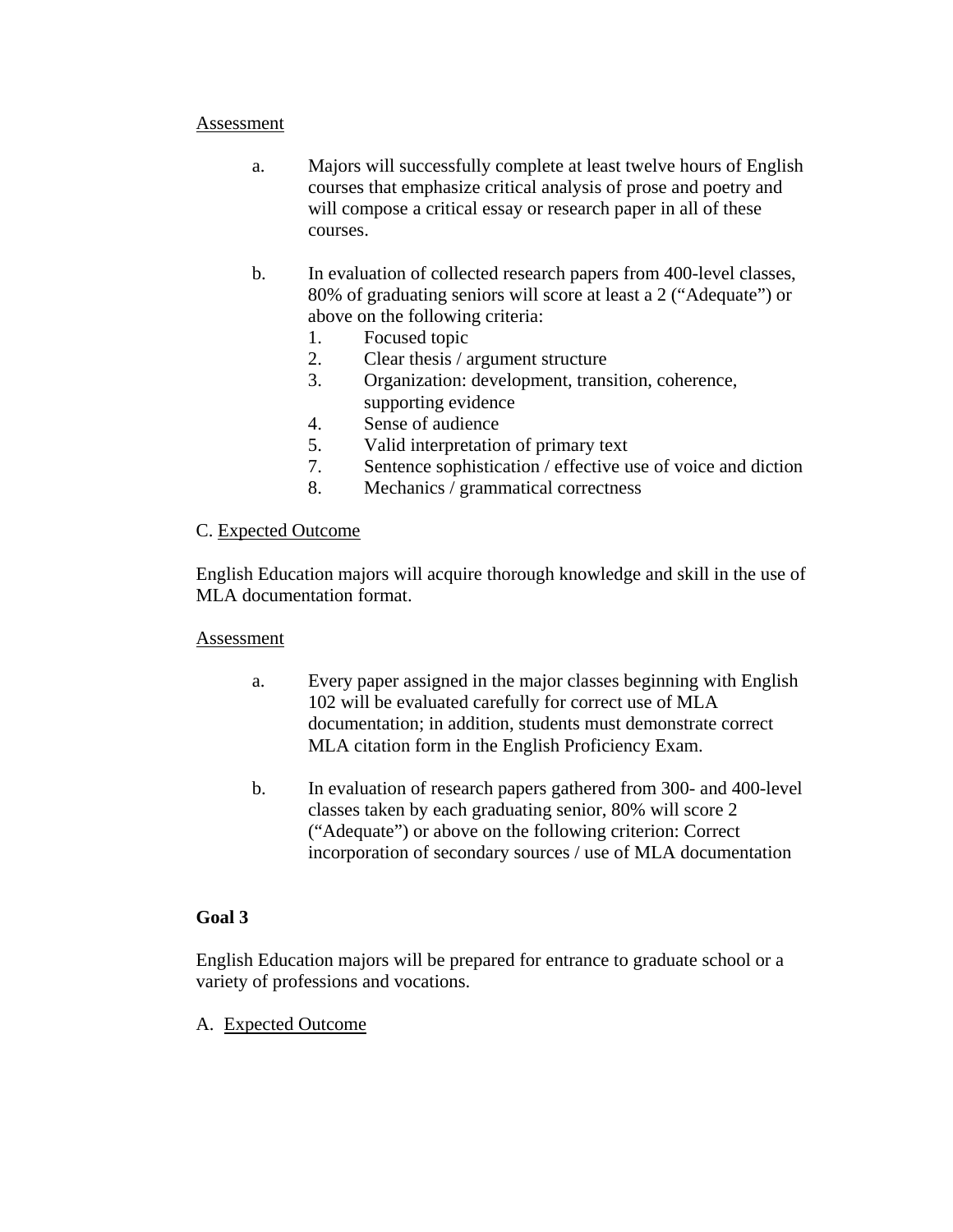Assessment

a. Majors will successfully complete at least twelve hours of English courses that emphasize critical analysis of prose and poetry and will compose a critical essay or research paper in all of these courses.

b. In evaluation of collected research papers from 400-level classes, 80% of graduating seniors will score at least a 2 ("Adequate") or above on the following criteria:
   1. Focused topic
   2. Clear thesis / argument structure
   3. Organization: development, transition, coherence, supporting evidence
   4. Sense of audience
   5. Valid interpretation of primary text
   7. Sentence sophistication / effective use of voice and diction
   8. Mechanics / grammatical correctness

C. Expected Outcome

English Education majors will acquire thorough knowledge and skill in the use of MLA documentation format.

Assessment

a. Every paper assigned in the major classes beginning with English 102 will be evaluated carefully for correct use of MLA documentation; in addition, students must demonstrate correct MLA citation form in the English Proficiency Exam.

b. In evaluation of research papers gathered from 300- and 400-level classes taken by each graduating senior, 80% will score 2 ("Adequate") or above on the following criterion: Correct incorporation of secondary sources / use of MLA documentation

**Goal 3**

English Education majors will be prepared for entrance to graduate school or a variety of professions and vocations.

A. Expected Outcome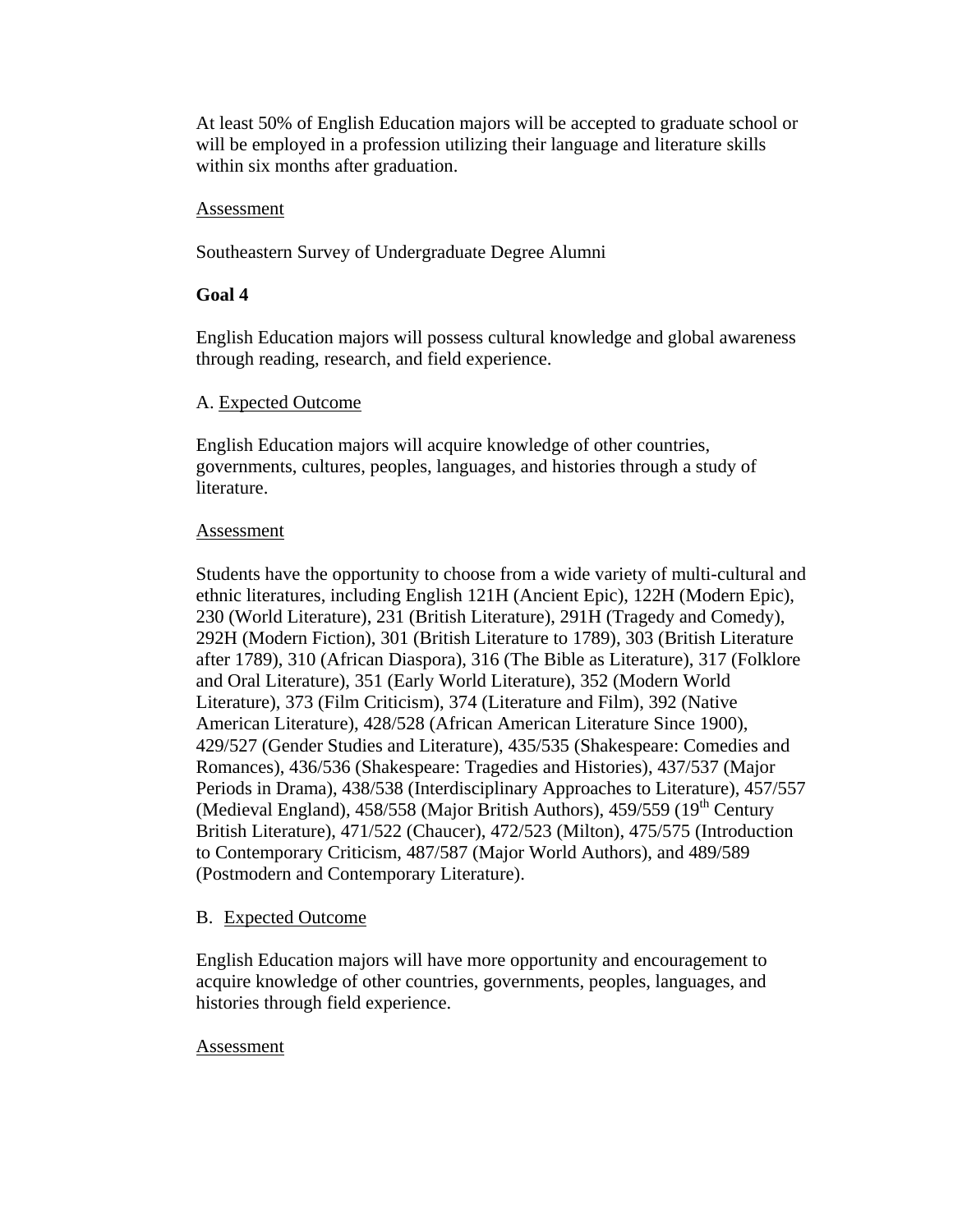At least 50% of English Education majors will be accepted to graduate school or will be employed in a profession utilizing their language and literature skills within six months after graduation.

Assessment

Southeastern Survey of Undergraduate Degree Alumni

**Goal 4**

English Education majors will possess cultural knowledge and global awareness through reading, research, and field experience.

A. Expected Outcome

English Education majors will acquire knowledge of other countries, governments, cultures, peoples, languages, and histories through a study of literature.

Assessment

Students have the opportunity to choose from a wide variety of multi-cultural and ethnic literatures, including English 121H (Ancient Epic), 122H (Modern Epic), 230 (World Literature), 231 (British Literature), 291H (Tragedy and Comedy), 292H (Modern Fiction), 301 (British Literature to 1789), 303 (British Literature after 1789), 310 (African Diaspora), 316 (The Bible as Literature), 317 (Folklore and Oral Literature), 351 (Early World Literature), 352 (Modern World Literature), 373 (Film Criticism), 374 (Literature and Film), 392 (Native American Literature), 428/528 (African American Literature Since 1900), 429/527 (Gender Studies and Literature), 435/535 (Shakespeare: Comedies and Romances), 436/536 (Shakespeare: Tragedies and Histories), 437/537 (Major Periods in Drama), 438/538 (Interdisciplinary Approaches to Literature), 457/557 (Medieval England), 458/558 (Major British Authors), 459/559 (19th Century British Literature), 471/522 (Chaucer), 472/523 (Milton), 475/575 (Introduction to Contemporary Criticism, 487/587 (Major World Authors), and 489/589 (Postmodern and Contemporary Literature).

B. Expected Outcome

English Education majors will have more opportunity and encouragement to acquire knowledge of other countries, governments, peoples, languages, and histories through field experience.

Assessment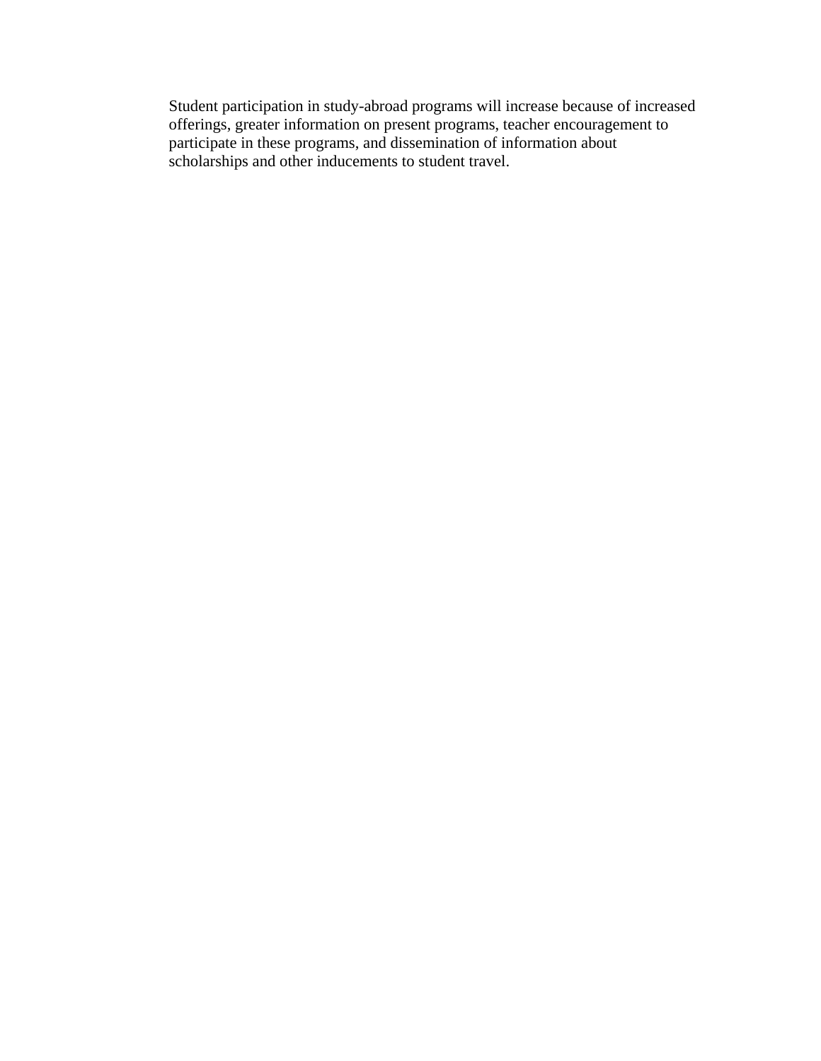Student participation in study-abroad programs will increase because of increased offerings, greater information on present programs, teacher encouragement to participate in these programs, and dissemination of information about scholarships and other inducements to student travel.